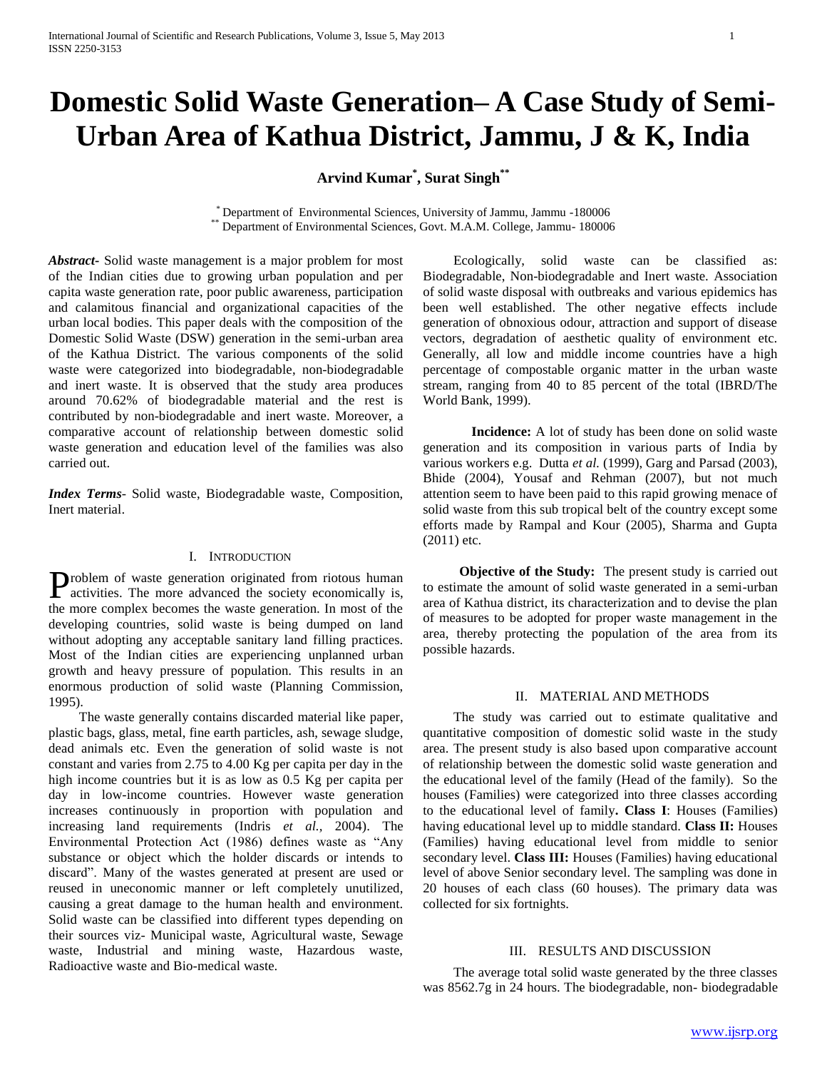# Domestic Solid Waste Generation– A Case Study of Semi-Urban Area of Kathua District, Jammu, J & K, India

**Arvind Kumar[*], Surat Singh[**]**

[*] Department of Environmental Sciences, University of Jammu, Jammu -180006
[**] Department of Environmental Sciences, Govt. M.A.M. College, Jammu- 180006

***Abstract-*** Solid waste management is a major problem for most of the Indian cities due to growing urban population and per capita waste generation rate, poor public awareness, participation and calamitous financial and organizational capacities of the urban local bodies. This paper deals with the composition of the Domestic Solid Waste (DSW) generation in the semi-urban area of the Kathua District. The various components of the solid waste were categorized into biodegradable, non-biodegradable and inert waste. It is observed that the study area produces around 70.62% of biodegradable material and the rest is contributed by non-biodegradable and inert waste. Moreover, a comparative account of relationship between domestic solid waste generation and education level of the families was also carried out.

***Index Terms*-** Solid waste, Biodegradable waste, Composition, Inert material.

## I. Introduction

Problem of waste generation originated from riotous human activities. The more advanced the society economically is, the more complex becomes the waste generation. In most of the developing countries, solid waste is being dumped on land without adopting any acceptable sanitary land filling practices. Most of the Indian cities are experiencing unplanned urban growth and heavy pressure of population. This results in an enormous production of solid waste (Planning Commission, 1995).

The waste generally contains discarded material like paper, plastic bags, glass, metal, fine earth particles, ash, sewage sludge, dead animals etc. Even the generation of solid waste is not constant and varies from 2.75 to 4.00 Kg per capita per day in the high income countries but it is as low as 0.5 Kg per capita per day in low-income countries. However waste generation increases continuously in proportion with population and increasing land requirements (Indris *et al.,* 2004). The Environmental Protection Act (1986) defines waste as "Any substance or object which the holder discards or intends to discard". Many of the wastes generated at present are used or reused in uneconomic manner or left completely unutilized, causing a great damage to the human health and environment. Solid waste can be classified into different types depending on their sources viz- Municipal waste, Agricultural waste, Sewage waste, Industrial and mining waste, Hazardous waste, Radioactive waste and Bio-medical waste.

Ecologically, solid waste can be classified as: Biodegradable, Non-biodegradable and Inert waste. Association of solid waste disposal with outbreaks and various epidemics has been well established. The other negative effects include generation of obnoxious odour, attraction and support of disease vectors, degradation of aesthetic quality of environment etc. Generally, all low and middle income countries have a high percentage of compostable organic matter in the urban waste stream, ranging from 40 to 85 percent of the total (IBRD/The World Bank, 1999).

**Incidence:** A lot of study has been done on solid waste generation and its composition in various parts of India by various workers e.g. Dutta *et al.* (1999), Garg and Parsad (2003), Bhide (2004), Yousaf and Rehman (2007), but not much attention seem to have been paid to this rapid growing menace of solid waste from this sub tropical belt of the country except some efforts made by Rampal and Kour (2005), Sharma and Gupta (2011) etc.

**Objective of the Study:** The present study is carried out to estimate the amount of solid waste generated in a semi-urban area of Kathua district, its characterization and to devise the plan of measures to be adopted for proper waste management in the area, thereby protecting the population of the area from its possible hazards.

## II. Material and Methods

The study was carried out to estimate qualitative and quantitative composition of domestic solid waste in the study area. The present study is also based upon comparative account of relationship between the domestic solid waste generation and the educational level of the family (Head of the family). So the houses (Families) were categorized into three classes according to the educational level of family**. Class I**: Houses (Families) having educational level up to middle standard. **Class II:** Houses (Families) having educational level from middle to senior secondary level. **Class III:** Houses (Families) having educational level of above Senior secondary level. The sampling was done in 20 houses of each class (60 houses). The primary data was collected for six fortnights.

## III. Results and Discussion

The average total solid waste generated by the three classes was 8562.7g in 24 hours. The biodegradable, non- biodegradable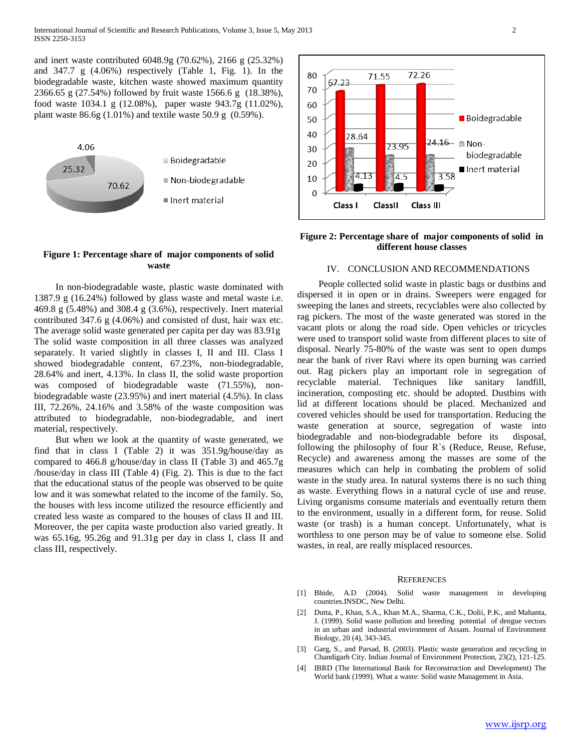and inert waste contributed 6048.9g (70.62%), 2166 g (25.32%) and 347.7 g (4.06%) respectively (Table 1, Fig. 1). In the biodegradable waste, kitchen waste showed maximum quantity 2366.65 g (27.54%) followed by fruit waste 1566.6 g (18.38%), food waste 1034.1 g (12.08%), paper waste 943.7g (11.02%), plant waste 86.6g (1.01%) and textile waste 50.9 g (0.59%).

**Figure 1: Percentage share of major components of solid waste**

In non-biodegradable waste, plastic waste dominated with 1387.9 g (16.24%) followed by glass waste and metal waste i.e. 469.8 g (5.48%) and 308.4 g (3.6%), respectively. Inert material contributed 347.6 g (4.06%) and consisted of dust, hair wax etc. The average solid waste generated per capita per day was 83.91g The solid waste composition in all three classes was analyzed separately. It varied slightly in classes I, II and III. Class I showed biodegradable content, 67.23%, non-biodegradable, 28.64% and inert, 4.13%. In class II, the solid waste proportion was composed of biodegradable waste (71.55%), non-biodegradable waste (23.95%) and inert material (4.5%). In class III, 72.26%, 24.16% and 3.58% of the waste composition was attributed to biodegradable, non-biodegradable, and inert material, respectively.

But when we look at the quantity of waste generated, we find that in class I (Table 2) it was 351.9g/house/day as compared to 466.8 g/house/day in class II (Table 3) and 465.7g /house/day in class III (Table 4) (Fig. 2). This is due to the fact that the educational status of the people was observed to be quite low and it was somewhat related to the income of the family. So, the houses with less income utilized the resource efficiently and created less waste as compared to the houses of class II and III. Moreover, the per capita waste production also varied greatly. It was 65.16g, 95.26g and 91.31g per day in class I, class II and class III, respectively.

**Figure 2: Percentage share of major components of solid in different house classes**

## IV. Conclusion and Recommendations

People collected solid waste in plastic bags or dustbins and dispersed it in open or in drains. Sweepers were engaged for sweeping the lanes and streets, recyclables were also collected by rag pickers. The most of the waste generated was stored in the vacant plots or along the road side. Open vehicles or tricycles were used to transport solid waste from different places to site of disposal. Nearly 75-80% of the waste was sent to open dumps near the bank of river Ravi where its open burning was carried out. Rag pickers play an important role in segregation of recyclable material. Techniques like sanitary landfill, incineration, composting etc. should be adopted. Dustbins with lid at different locations should be placed. Mechanized and covered vehicles should be used for transportation. Reducing the waste generation at source, segregation of waste into biodegradable and non-biodegradable before its disposal, following the philosophy of four R`s (Reduce, Reuse, Refuse, Recycle) and awareness among the masses are some of the measures which can help in combating the problem of solid waste in the study area. In natural systems there is no such thing as waste. Everything flows in a natural cycle of use and reuse. Living organisms consume materials and eventually return them to the environment, usually in a different form, for reuse. Solid waste (or trash) is a human concept. Unfortunately, what is worthless to one person may be of value to someone else. Solid wastes, in real, are really misplaced resources.

## References

[1] Bhide, A.D (2004). Solid waste management in developing countries.INSDC, New Delhi.

[2] Dutta, P., Khan, S.A., Khan M.A., Sharma, C.K., Dolii, P.K., and Mahanta, J. (1999). Solid waste pollution and breeding potential of dengue vectors in an urban and industrial environment of Assam. Journal of Environment Biology, 20 (4), 343-345.

[3] Garg, S., and Parsad, B. (2003). Plastic waste generation and recycling in Chandigarh City. Indian Journal of Environment Protection, 23(2), 121-125.

[4] IBRD (The International Bank for Reconstruction and Development) The World bank (1999). What a waste: Solid waste Management in Asia.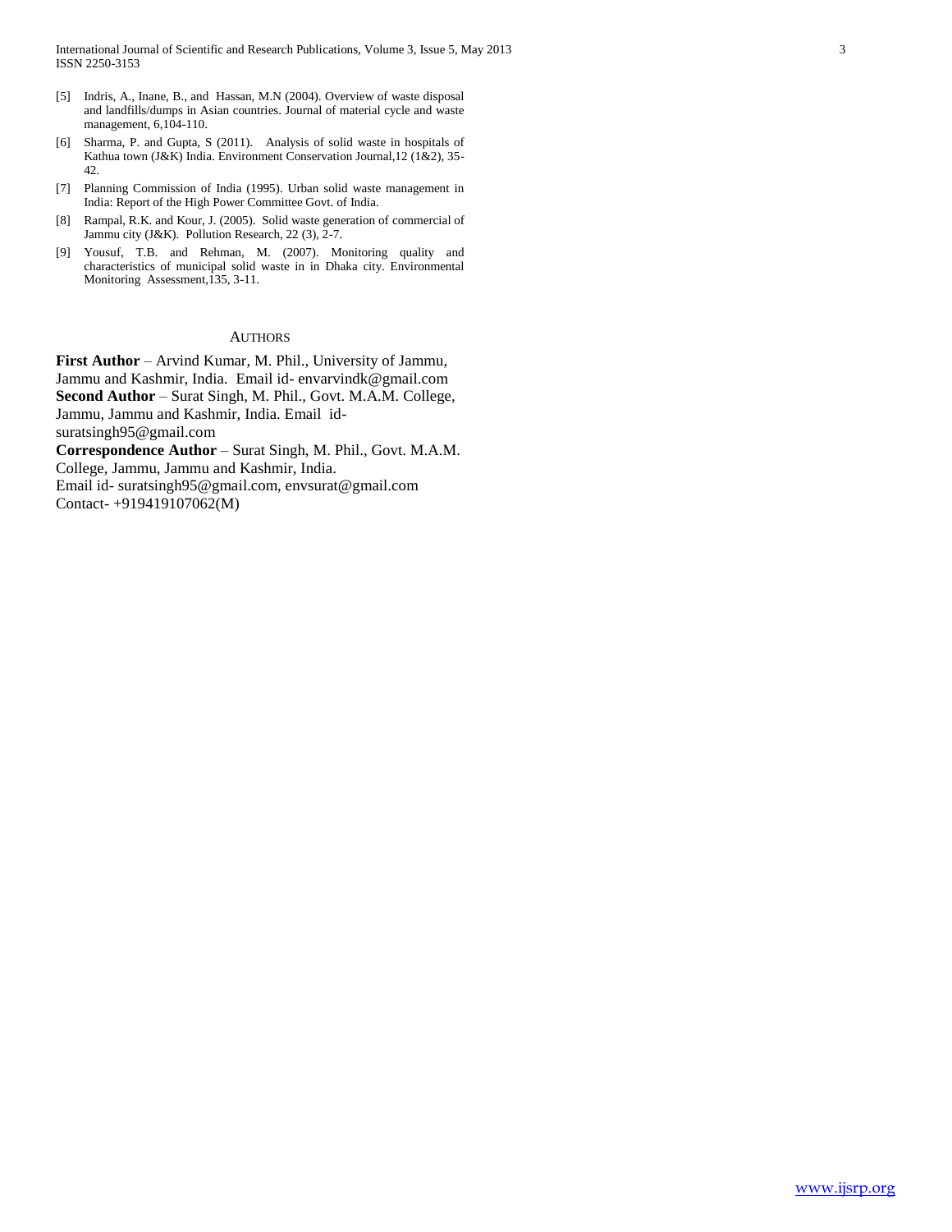[5] Indris, A., Inane, B., and Hassan, M.N (2004). Overview of waste disposal and landfills/dumps in Asian countries. Journal of material cycle and waste management, 6,104-110.

[6] Sharma, P. and Gupta, S (2011). Analysis of solid waste in hospitals of Kathua town (J&K) India. Environment Conservation Journal,12 (1&2), 35-42.

[7] Planning Commission of India (1995). Urban solid waste management in India: Report of the High Power Committee Govt. of India.

[8] Rampal, R.K. and Kour, J. (2005). Solid waste generation of commercial of Jammu city (J&K). Pollution Research, 22 (3), 2-7.

[9] Yousuf, T.B. and Rehman, M. (2007). Monitoring quality and characteristics of municipal solid waste in in Dhaka city. Environmental Monitoring Assessment,135, 3-11.

## AUTHORS

**First Author** – Arvind Kumar, M. Phil., University of Jammu, Jammu and Kashmir, India. Email id- envarvindk@gmail.com

**Second Author** – Surat Singh, M. Phil., Govt. M.A.M. College, Jammu, Jammu and Kashmir, India. Email id- suratsingh95@gmail.com

**Correspondence Author** – Surat Singh, M. Phil., Govt. M.A.M. College, Jammu, Jammu and Kashmir, India.
Email id- suratsingh95@gmail.com, envsurat@gmail.com
Contact- +919419107062(M)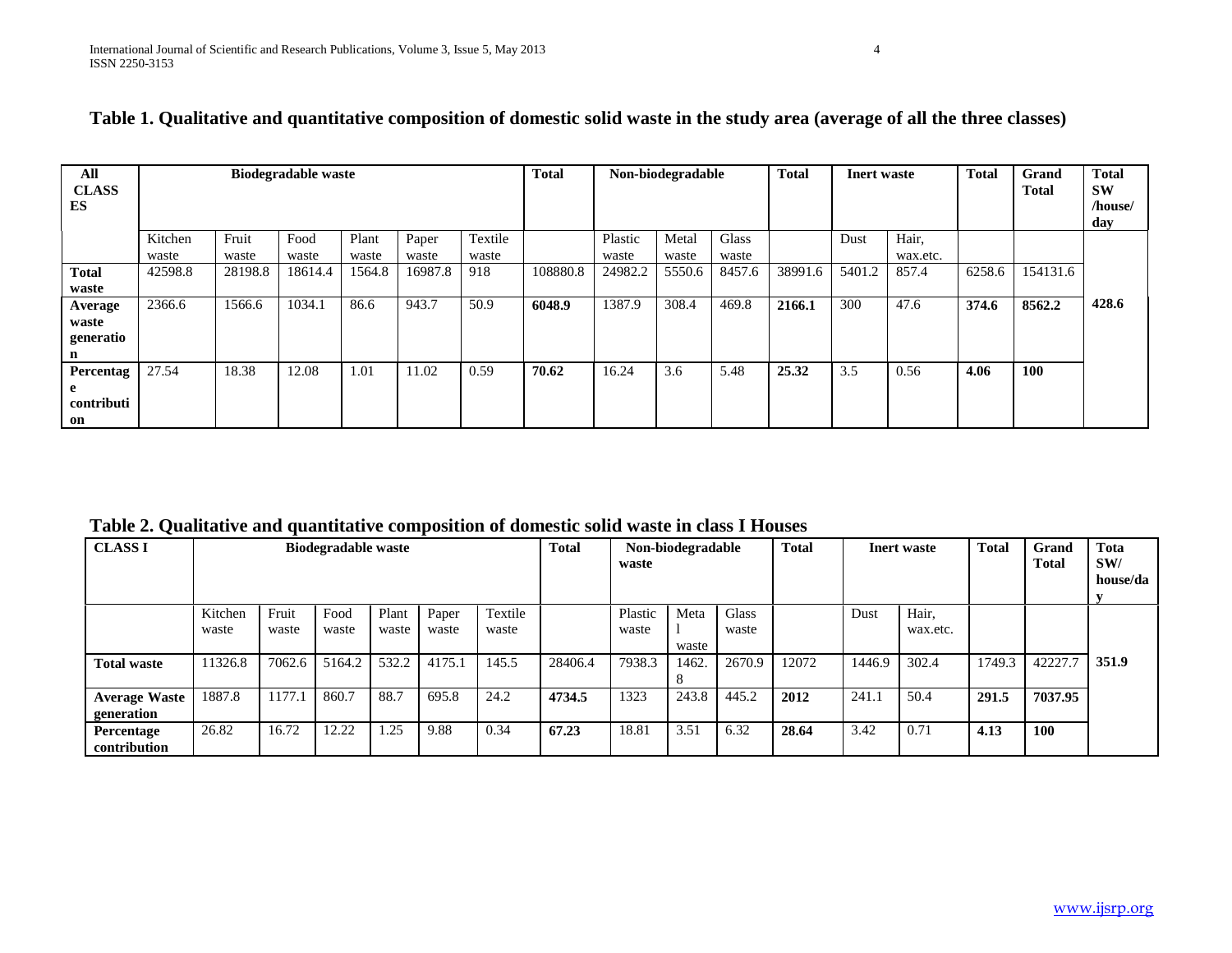**Table 1. Qualitative and quantitative composition of domestic solid waste in the study area (average of all the three classes)**

| All CLASSES | Biodegradable waste | | | | | | Total | Non-biodegradable | | | Total | Inert waste | | Total | Grand Total | Total SW /house/ day |
|---|---|---|---|---|---|---|---|---|---|---|---|---|---|---|---|---|
| | Kitchen waste | Fruit waste | Food waste | Plant waste | Paper waste | Textile waste | | Plastic waste | Metal waste | Glass waste | | Dust | Hair, wax.etc. | | | |
| **Total waste** | 42598.8 | 28198.8 | 18614.4 | 1564.8 | 16987.8 | 918 | 108880.8 | 24982.2 | 5550.6 | 8457.6 | 38991.6 | 5401.2 | 857.4 | 6258.6 | 154131.6 | |
| **Average waste generation** | 2366.6 | 1566.6 | 1034.1 | 86.6 | 943.7 | 50.9 | **6048.9** | 1387.9 | 308.4 | 469.8 | **2166.1** | 300 | 47.6 | **374.6** | **8562.2** | **428.6** |
| **Percentage contribution** | 27.54 | 18.38 | 12.08 | 1.01 | 11.02 | 0.59 | **70.62** | 16.24 | 3.6 | 5.48 | **25.32** | 3.5 | 0.56 | **4.06** | **100** | |

**Table 2. Qualitative and quantitative composition of domestic solid waste in class I Houses**

| CLASS I | Biodegradable waste | | | | | | Total | Non-biodegradable waste | | | Total | Inert waste | | Total | Grand Total | Total SW/ house/day |
|---|---|---|---|---|---|---|---|---|---|---|---|---|---|---|---|---|
| | Kitchen waste | Fruit waste | Food waste | Plant waste | Paper waste | Textile waste | | Plastic waste | Metal waste | Glass waste | | Dust | Hair, wax.etc. | | | |
| **Total waste** | 11326.8 | 7062.6 | 5164.2 | 532.2 | 4175.1 | 145.5 | 28406.4 | 7938.3 | 1462.8 | 2670.9 | 12072 | 1446.9 | 302.4 | 1749.3 | 42227.7 | **351.9** |
| **Average Waste generation** | 1887.8 | 1177.1 | 860.7 | 88.7 | 695.8 | 24.2 | **4734.5** | 1323 | 243.8 | 445.2 | **2012** | 241.1 | 50.4 | **291.5** | **7037.95** | |
| **Percentage contribution** | 26.82 | 16.72 | 12.22 | 1.25 | 9.88 | 0.34 | **67.23** | 18.81 | 3.51 | 6.32 | **28.64** | 3.42 | 0.71 | **4.13** | **100** | |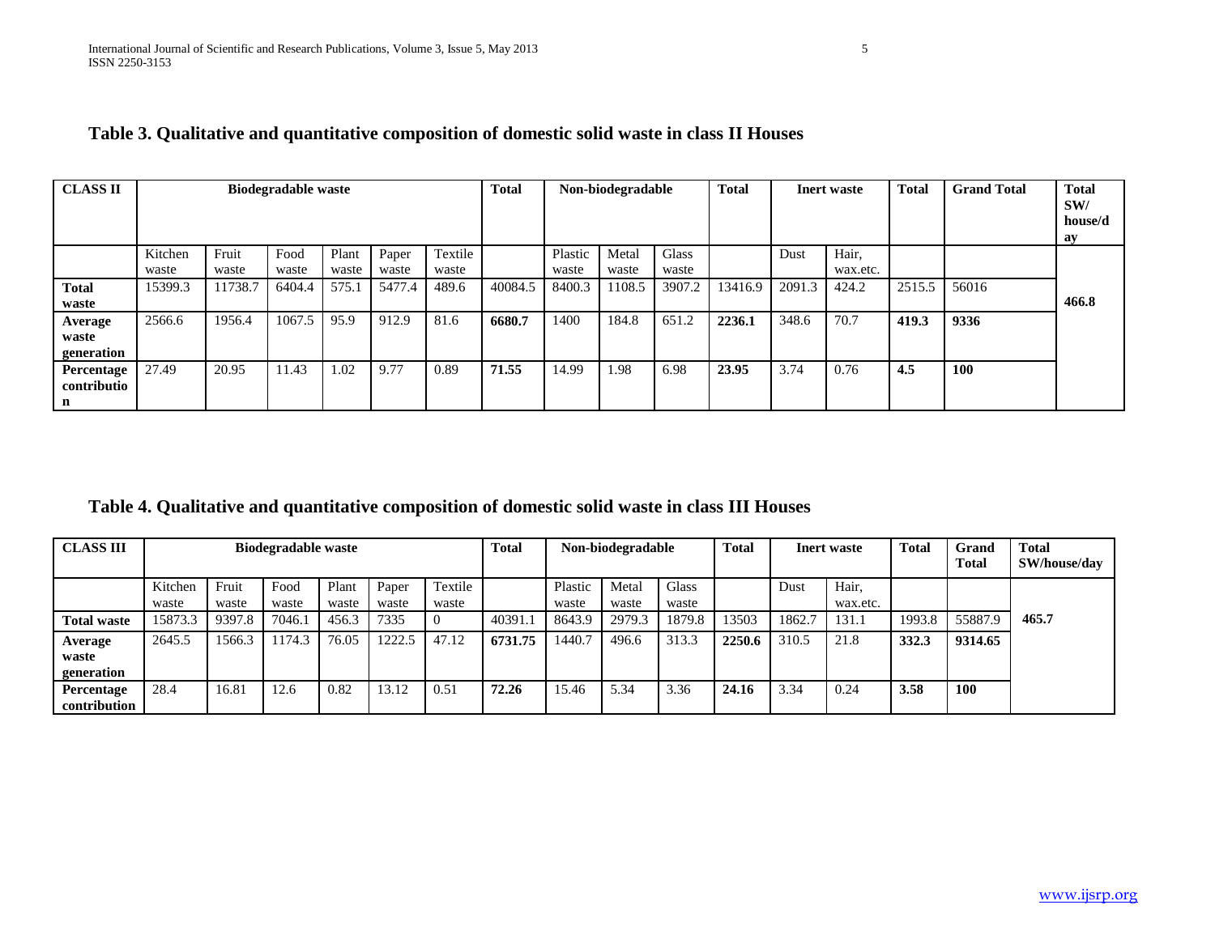## Table 3. Qualitative and quantitative composition of domestic solid waste in class II Houses

| CLASS II | Biodegradable waste | | | | | | Total | Non-biodegradable | | | Total | Inert waste | | Total | Grand Total | Total SW/ house/day |
|---|---|---|---|---|---|---|---|---|---|---|---|---|---|---|---|---|
| | Kitchen waste | Fruit waste | Food waste | Plant waste | Paper waste | Textile waste | | Plastic waste | Metal waste | Glass waste | | Dust | Hair, wax.etc. | | | |
| **Total waste** | 15399.3 | 11738.7 | 6404.4 | 575.1 | 5477.4 | 489.6 | 40084.5 | 8400.3 | 1108.5 | 3907.2 | 13416.9 | 2091.3 | 424.2 | 2515.5 | 56016 | **466.8** |
| **Average waste generation** | 2566.6 | 1956.4 | 1067.5 | 95.9 | 912.9 | 81.6 | **6680.7** | 1400 | 184.8 | 651.2 | **2236.1** | 348.6 | 70.7 | **419.3** | **9336** | |
| **Percentage contribution** | 27.49 | 20.95 | 11.43 | 1.02 | 9.77 | 0.89 | **71.55** | 14.99 | 1.98 | 6.98 | **23.95** | 3.74 | 0.76 | **4.5** | **100** | |

## Table 4. Qualitative and quantitative composition of domestic solid waste in class III Houses

| CLASS III | Biodegradable waste | | | | | | Total | Non-biodegradable | | | Total | Inert waste | | Total | Grand Total | Total SW/house/day |
|---|---|---|---|---|---|---|---|---|---|---|---|---|---|---|---|---|
| | Kitchen waste | Fruit waste | Food waste | Plant waste | Paper waste | Textile waste | | Plastic waste | Metal waste | Glass waste | | Dust | Hair, wax.etc. | | | |
| **Total waste** | 15873.3 | 9397.8 | 7046.1 | 456.3 | 7335 | 0 | 40391.1 | 8643.9 | 2979.3 | 1879.8 | 13503 | 1862.7 | 131.1 | 1993.8 | 55887.9 | **465.7** |
| **Average waste generation** | 2645.5 | 1566.3 | 1174.3 | 76.05 | 1222.5 | 47.12 | **6731.75** | 1440.7 | 496.6 | 313.3 | **2250.6** | 310.5 | 21.8 | **332.3** | **9314.65** | |
| **Percentage contribution** | 28.4 | 16.81 | 12.6 | 0.82 | 13.12 | 0.51 | **72.26** | 15.46 | 5.34 | 3.36 | **24.16** | 3.34 | 0.24 | **3.58** | **100** | |